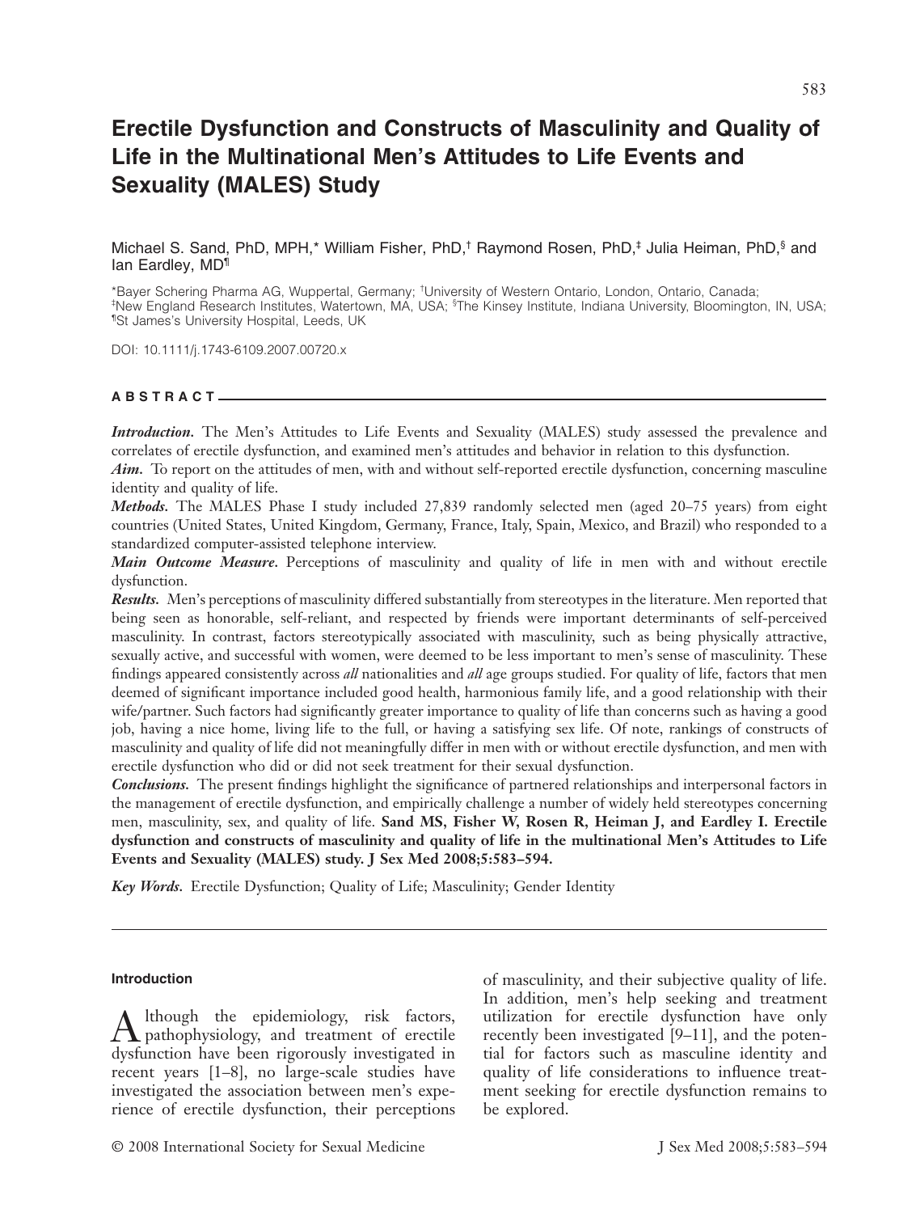# Erectile Dysfunction and Constructs of Masculinity and Quality of Life in the Multinational Men's Attitudes to Life Events and Sexuality (MALES) Study

Michael S. Sand, PhD, MPH,[*] William Fisher, PhD,[†] Raymond Rosen, PhD,[‡] Julia Heiman, PhD,[§] and Ian Eardley, MD[¶]

[*]Bayer Schering Pharma AG, Wuppertal, Germany; [†]University of Western Ontario, London, Ontario, Canada; [‡]New England Research Institutes, Watertown, MA, USA; [§]The Kinsey Institute, Indiana University, Bloomington, IN, USA; [¶]St James's University Hospital, Leeds, UK

DOI: 10.1111/j.1743-6109.2007.00720.x

## ABSTRACT

***Introduction.*** The Men's Attitudes to Life Events and Sexuality (MALES) study assessed the prevalence and correlates of erectile dysfunction, and examined men's attitudes and behavior in relation to this dysfunction.

***Aim.*** To report on the attitudes of men, with and without self-reported erectile dysfunction, concerning masculine identity and quality of life.

***Methods.*** The MALES Phase I study included 27,839 randomly selected men (aged 20–75 years) from eight countries (United States, United Kingdom, Germany, France, Italy, Spain, Mexico, and Brazil) who responded to a standardized computer-assisted telephone interview.

***Main Outcome Measure.*** Perceptions of masculinity and quality of life in men with and without erectile dysfunction.

***Results.*** Men's perceptions of masculinity differed substantially from stereotypes in the literature. Men reported that being seen as honorable, self-reliant, and respected by friends were important determinants of self-perceived masculinity. In contrast, factors stereotypically associated with masculinity, such as being physically attractive, sexually active, and successful with women, were deemed to be less important to men's sense of masculinity. These findings appeared consistently across *all* nationalities and *all* age groups studied. For quality of life, factors that men deemed of significant importance included good health, harmonious family life, and a good relationship with their wife/partner. Such factors had significantly greater importance to quality of life than concerns such as having a good job, having a nice home, living life to the full, or having a satisfying sex life. Of note, rankings of constructs of masculinity and quality of life did not meaningfully differ in men with or without erectile dysfunction, and men with erectile dysfunction who did or did not seek treatment for their sexual dysfunction.

***Conclusions.*** The present findings highlight the significance of partnered relationships and interpersonal factors in the management of erectile dysfunction, and empirically challenge a number of widely held stereotypes concerning men, masculinity, sex, and quality of life. **Sand MS, Fisher W, Rosen R, Heiman J, and Eardley I. Erectile dysfunction and constructs of masculinity and quality of life in the multinational Men's Attitudes to Life Events and Sexuality (MALES) study. J Sex Med 2008;5:583–594.**

***Key Words.*** Erectile Dysfunction; Quality of Life; Masculinity; Gender Identity

### Introduction

Although the epidemiology, risk factors, pathophysiology, and treatment of erectile dysfunction have been rigorously investigated in recent years [1–8], no large-scale studies have investigated the association between men's experience of erectile dysfunction, their perceptions of masculinity, and their subjective quality of life. In addition, men's help seeking and treatment utilization for erectile dysfunction have only recently been investigated [9–11], and the potential for factors such as masculine identity and quality of life considerations to influence treatment seeking for erectile dysfunction remains to be explored.

© 2008 International Society for Sexual Medicine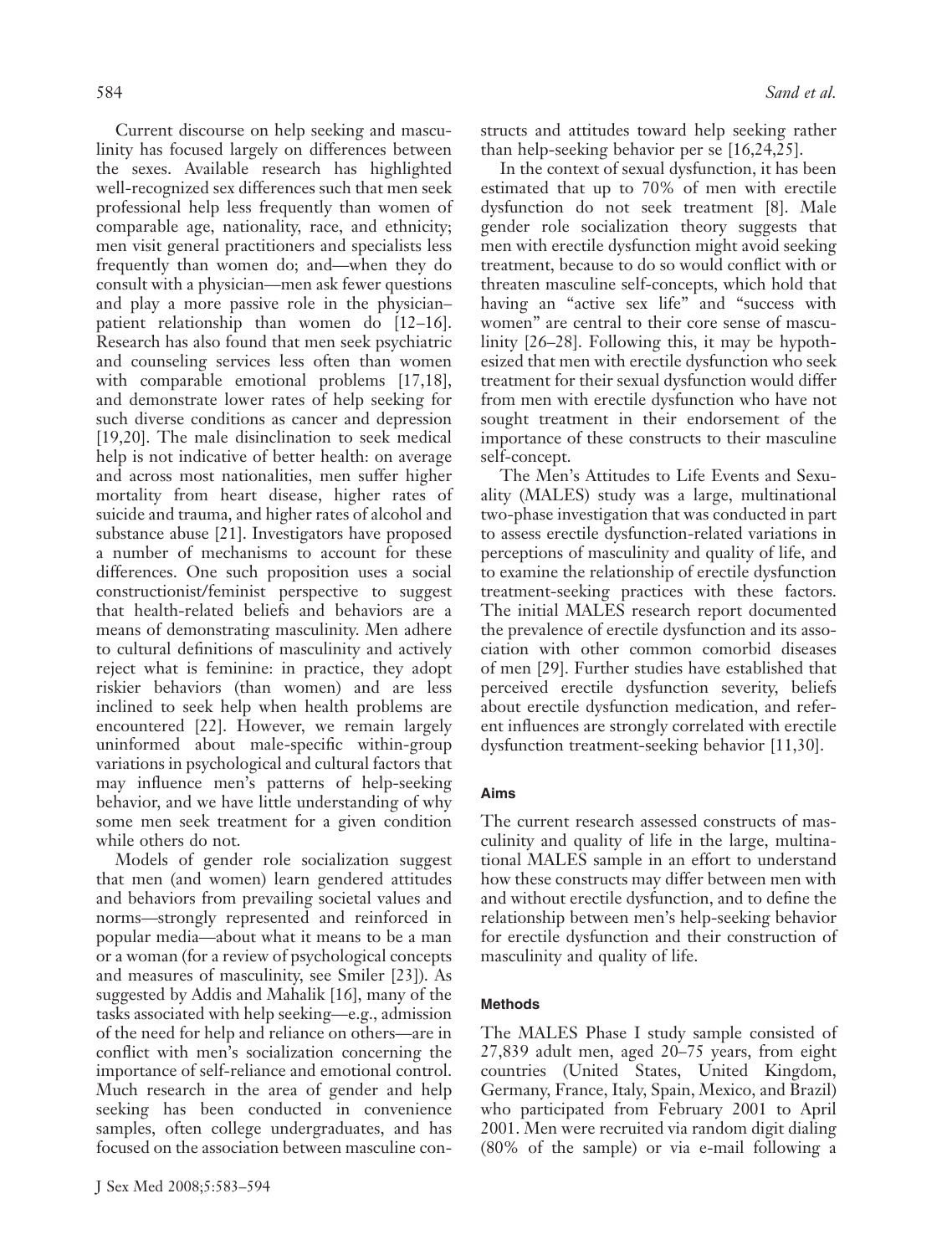Current discourse on help seeking and masculinity has focused largely on differences between the sexes. Available research has highlighted well-recognized sex differences such that men seek professional help less frequently than women of comparable age, nationality, race, and ethnicity; men visit general practitioners and specialists less frequently than women do; and—when they do consult with a physician—men ask fewer questions and play a more passive role in the physician–patient relationship than women do [12–16]. Research has also found that men seek psychiatric and counseling services less often than women with comparable emotional problems [17,18], and demonstrate lower rates of help seeking for such diverse conditions as cancer and depression [19,20]. The male disinclination to seek medical help is not indicative of better health: on average and across most nationalities, men suffer higher mortality from heart disease, higher rates of suicide and trauma, and higher rates of alcohol and substance abuse [21]. Investigators have proposed a number of mechanisms to account for these differences. One such proposition uses a social constructionist/feminist perspective to suggest that health-related beliefs and behaviors are a means of demonstrating masculinity. Men adhere to cultural definitions of masculinity and actively reject what is feminine: in practice, they adopt riskier behaviors (than women) and are less inclined to seek help when health problems are encountered [22]. However, we remain largely uninformed about male-specific within-group variations in psychological and cultural factors that may influence men's patterns of help-seeking behavior, and we have little understanding of why some men seek treatment for a given condition while others do not.

Models of gender role socialization suggest that men (and women) learn gendered attitudes and behaviors from prevailing societal values and norms—strongly represented and reinforced in popular media—about what it means to be a man or a woman (for a review of psychological concepts and measures of masculinity, see Smiler [23]). As suggested by Addis and Mahalik [16], many of the tasks associated with help seeking—e.g., admission of the need for help and reliance on others—are in conflict with men's socialization concerning the importance of self-reliance and emotional control. Much research in the area of gender and help seeking has been conducted in convenience samples, often college undergraduates, and has focused on the association between masculine constructs and attitudes toward help seeking rather than help-seeking behavior per se [16,24,25].

In the context of sexual dysfunction, it has been estimated that up to 70% of men with erectile dysfunction do not seek treatment [8]. Male gender role socialization theory suggests that men with erectile dysfunction might avoid seeking treatment, because to do so would conflict with or threaten masculine self-concepts, which hold that having an "active sex life" and "success with women" are central to their core sense of masculinity [26–28]. Following this, it may be hypothesized that men with erectile dysfunction who seek treatment for their sexual dysfunction would differ from men with erectile dysfunction who have not sought treatment in their endorsement of the importance of these constructs to their masculine self-concept.

The Men's Attitudes to Life Events and Sexuality (MALES) study was a large, multinational two-phase investigation that was conducted in part to assess erectile dysfunction-related variations in perceptions of masculinity and quality of life, and to examine the relationship of erectile dysfunction treatment-seeking practices with these factors. The initial MALES research report documented the prevalence of erectile dysfunction and its association with other common comorbid diseases of men [29]. Further studies have established that perceived erectile dysfunction severity, beliefs about erectile dysfunction medication, and referent influences are strongly correlated with erectile dysfunction treatment-seeking behavior [11,30].

### Aims

The current research assessed constructs of masculinity and quality of life in the large, multinational MALES sample in an effort to understand how these constructs may differ between men with and without erectile dysfunction, and to define the relationship between men's help-seeking behavior for erectile dysfunction and their construction of masculinity and quality of life.

### Methods

The MALES Phase I study sample consisted of 27,839 adult men, aged 20–75 years, from eight countries (United States, United Kingdom, Germany, France, Italy, Spain, Mexico, and Brazil) who participated from February 2001 to April 2001. Men were recruited via random digit dialing (80% of the sample) or via e-mail following a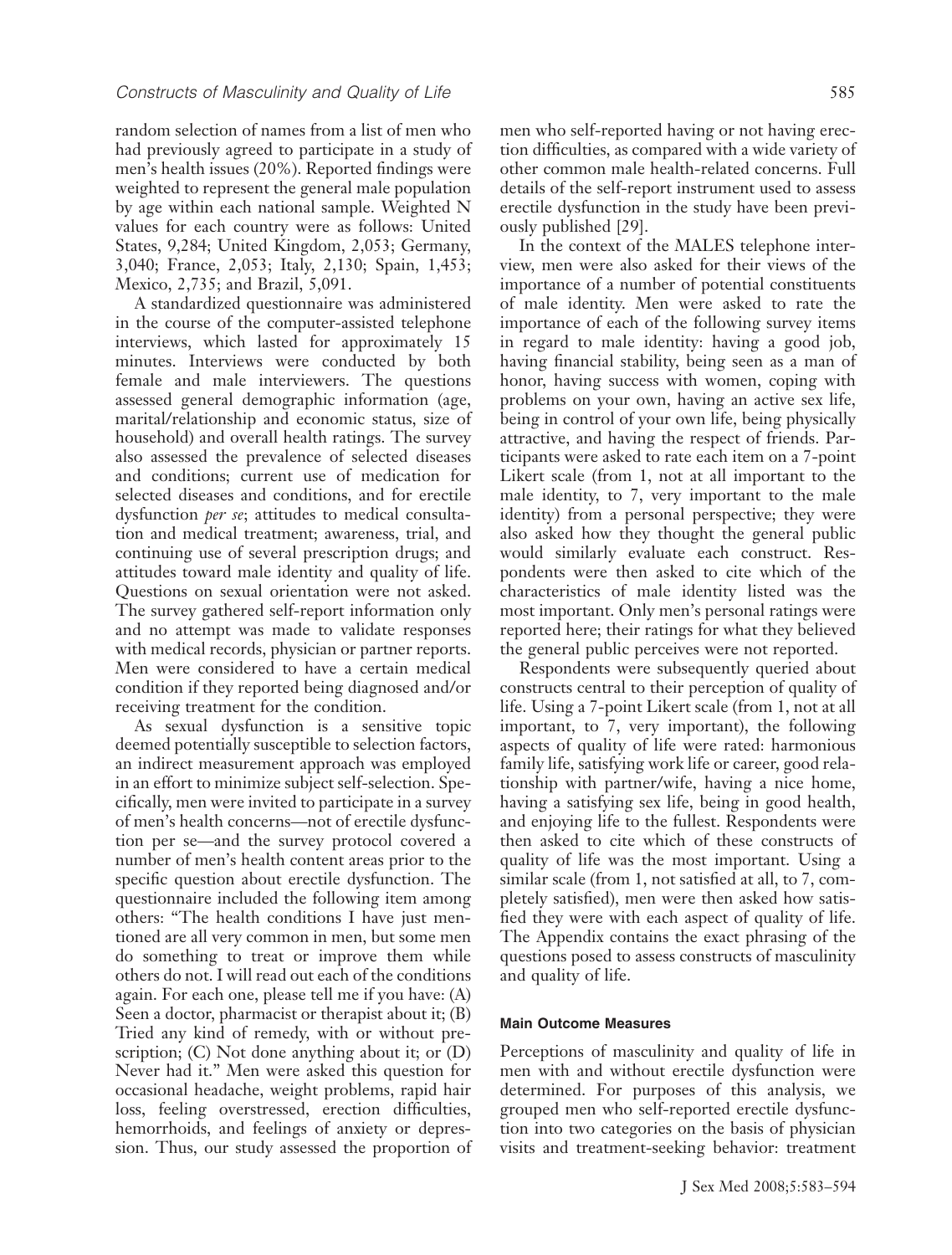random selection of names from a list of men who had previously agreed to participate in a study of men's health issues (20%). Reported findings were weighted to represent the general male population by age within each national sample. Weighted N values for each country were as follows: United States, 9,284; United Kingdom, 2,053; Germany, 3,040; France, 2,053; Italy, 2,130; Spain, 1,453; Mexico, 2,735; and Brazil, 5,091.

A standardized questionnaire was administered in the course of the computer-assisted telephone interviews, which lasted for approximately 15 minutes. Interviews were conducted by both female and male interviewers. The questions assessed general demographic information (age, marital/relationship and economic status, size of household) and overall health ratings. The survey also assessed the prevalence of selected diseases and conditions; current use of medication for selected diseases and conditions, and for erectile dysfunction *per se*; attitudes to medical consultation and medical treatment; awareness, trial, and continuing use of several prescription drugs; and attitudes toward male identity and quality of life. Questions on sexual orientation were not asked. The survey gathered self-report information only and no attempt was made to validate responses with medical records, physician or partner reports. Men were considered to have a certain medical condition if they reported being diagnosed and/or receiving treatment for the condition.

As sexual dysfunction is a sensitive topic deemed potentially susceptible to selection factors, an indirect measurement approach was employed in an effort to minimize subject self-selection. Specifically, men were invited to participate in a survey of men's health concerns—not of erectile dysfunction per se—and the survey protocol covered a number of men's health content areas prior to the specific question about erectile dysfunction. The questionnaire included the following item among others: "The health conditions I have just mentioned are all very common in men, but some men do something to treat or improve them while others do not. I will read out each of the conditions again. For each one, please tell me if you have: (A) Seen a doctor, pharmacist or therapist about it; (B) Tried any kind of remedy, with or without prescription; (C) Not done anything about it; or (D) Never had it." Men were asked this question for occasional headache, weight problems, rapid hair loss, feeling overstressed, erection difficulties, hemorrhoids, and feelings of anxiety or depression. Thus, our study assessed the proportion of men who self-reported having or not having erection difficulties, as compared with a wide variety of other common male health-related concerns. Full details of the self-report instrument used to assess erectile dysfunction in the study have been previously published [29].

In the context of the MALES telephone interview, men were also asked for their views of the importance of a number of potential constituents of male identity. Men were asked to rate the importance of each of the following survey items in regard to male identity: having a good job, having financial stability, being seen as a man of honor, having success with women, coping with problems on your own, having an active sex life, being in control of your own life, being physically attractive, and having the respect of friends. Participants were asked to rate each item on a 7-point Likert scale (from 1, not at all important to the male identity, to 7, very important to the male identity) from a personal perspective; they were also asked how they thought the general public would similarly evaluate each construct. Respondents were then asked to cite which of the characteristics of male identity listed was the most important. Only men's personal ratings were reported here; their ratings for what they believed the general public perceives were not reported.

Respondents were subsequently queried about constructs central to their perception of quality of life. Using a 7-point Likert scale (from 1, not at all important, to 7, very important), the following aspects of quality of life were rated: harmonious family life, satisfying work life or career, good relationship with partner/wife, having a nice home, having a satisfying sex life, being in good health, and enjoying life to the fullest. Respondents were then asked to cite which of these constructs of quality of life was the most important. Using a similar scale (from 1, not satisfied at all, to 7, completely satisfied), men were then asked how satisfied they were with each aspect of quality of life. The Appendix contains the exact phrasing of the questions posed to assess constructs of masculinity and quality of life.

#### Main Outcome Measures

Perceptions of masculinity and quality of life in men with and without erectile dysfunction were determined. For purposes of this analysis, we grouped men who self-reported erectile dysfunction into two categories on the basis of physician visits and treatment-seeking behavior: treatment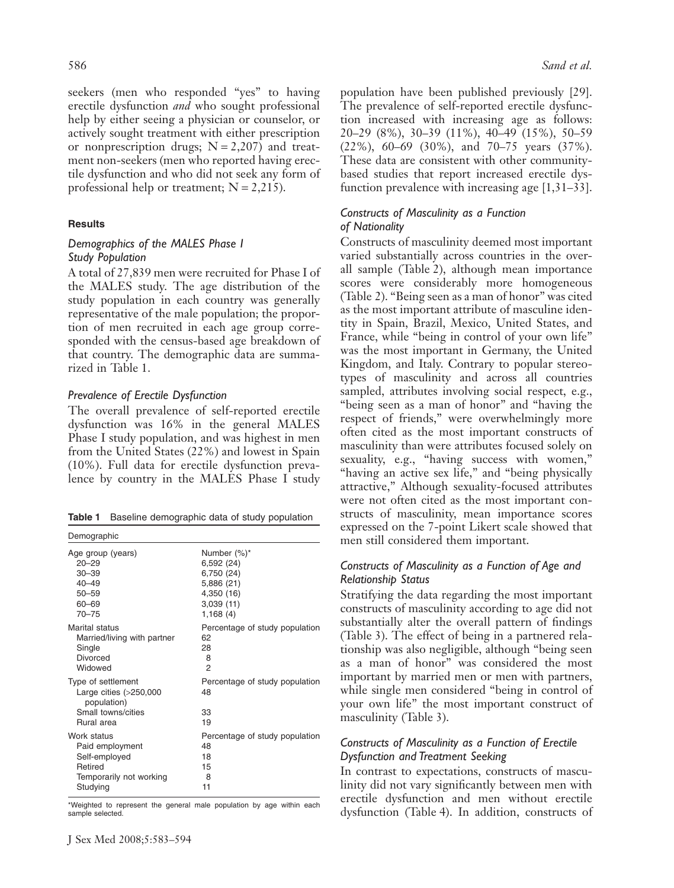seekers (men who responded "yes" to having erectile dysfunction *and* who sought professional help by either seeing a physician or counselor, or actively sought treatment with either prescription or nonprescription drugs; N = 2,207) and treatment non-seekers (men who reported having erectile dysfunction and who did not seek any form of professional help or treatment; N = 2,215).

## Results

### Demographics of the MALES Phase I Study Population

A total of 27,839 men were recruited for Phase I of the MALES study. The age distribution of the study population in each country was generally representative of the male population; the proportion of men recruited in each age group corresponded with the census-based age breakdown of that country. The demographic data are summarized in Table 1.

### Prevalence of Erectile Dysfunction

The overall prevalence of self-reported erectile dysfunction was 16% in the general MALES Phase I study population, and was highest in men from the United States (22%) and lowest in Spain (10%). Full data for erectile dysfunction prevalence by country in the MALES Phase I study population have been published previously [29]. The prevalence of self-reported erectile dysfunction increased with increasing age as follows: 20–29 (8%), 30–39 (11%), 40–49 (15%), 50–59 (22%), 60–69 (30%), and 70–75 years (37%). These data are consistent with other community-based studies that report increased erectile dysfunction prevalence with increasing age [1,31–33].

**Table 1** Baseline demographic data of study population

| Demographic | |
|---|---|
| Age group (years) | Number (%)* |
| 20–29 | 6,592 (24) |
| 30–39 | 6,750 (24) |
| 40–49 | 5,886 (21) |
| 50–59 | 4,350 (16) |
| 60–69 | 3,039 (11) |
| 70–75 | 1,168 (4) |
| Marital status | Percentage of study population |
| Married/living with partner | 62 |
| Single | 28 |
| Divorced | 8 |
| Widowed | 2 |
| Type of settlement | Percentage of study population |
| Large cities (>250,000 population) | 48 |
| Small towns/cities | 33 |
| Rural area | 19 |
| Work status | Percentage of study population |
| Paid employment | 48 |
| Self-employed | 18 |
| Retired | 15 |
| Temporarily not working | 8 |
| Studying | 11 |

*Weighted to represent the general male population by age within each sample selected.

### Constructs of Masculinity as a Function of Nationality

Constructs of masculinity deemed most important varied substantially across countries in the overall sample (Table 2), although mean importance scores were considerably more homogeneous (Table 2). "Being seen as a man of honor" was cited as the most important attribute of masculine identity in Spain, Brazil, Mexico, United States, and France, while "being in control of your own life" was the most important in Germany, the United Kingdom, and Italy. Contrary to popular stereotypes of masculinity and across all countries sampled, attributes involving social respect, e.g., "being seen as a man of honor" and "having the respect of friends," were overwhelmingly more often cited as the most important constructs of masculinity than were attributes focused solely on sexuality, e.g., "having success with women," "having an active sex life," and "being physically attractive," Although sexuality-focused attributes were not often cited as the most important constructs of masculinity, mean importance scores expressed on the 7-point Likert scale showed that men still considered them important.

### Constructs of Masculinity as a Function of Age and Relationship Status

Stratifying the data regarding the most important constructs of masculinity according to age did not substantially alter the overall pattern of findings (Table 3). The effect of being in a partnered relationship was also negligible, although "being seen as a man of honor" was considered the most important by married men or men with partners, while single men considered "being in control of your own life" the most important construct of masculinity (Table 3).

### Constructs of Masculinity as a Function of Erectile Dysfunction and Treatment Seeking

In contrast to expectations, constructs of masculinity did not vary significantly between men with erectile dysfunction and men without erectile dysfunction (Table 4). In addition, constructs of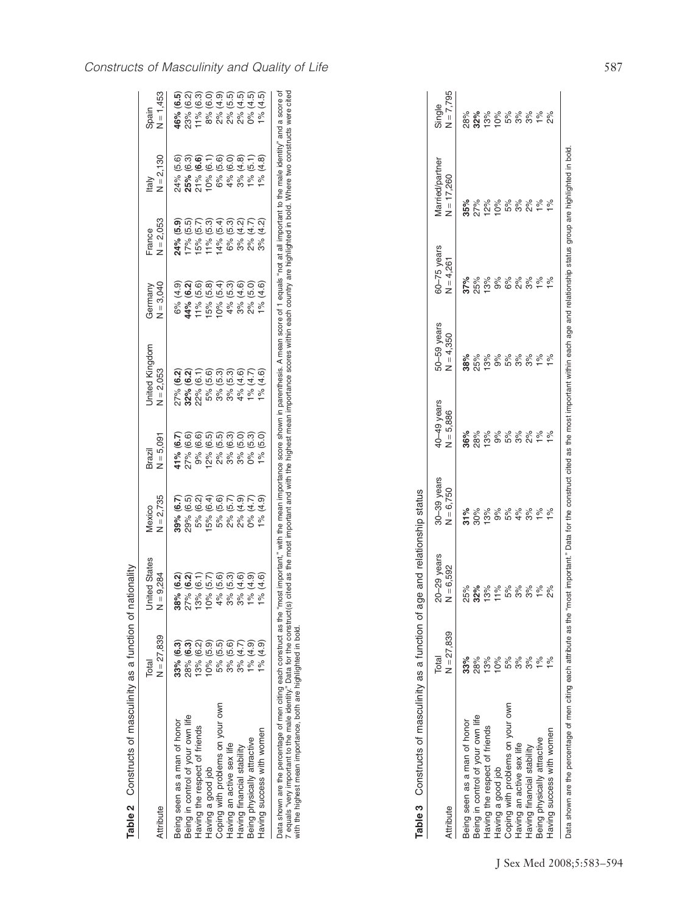**Table 2** Constructs of masculinity as a function of nationality

| Attribute | Total N = 27,839 | United States N = 9,284 | Mexico N = 2,735 | Brazil N = 5,091 | United Kingdom N = 2,053 | Germany N = 3,040 | France N = 2,053 | Italy N = 2,130 | Spain N = 1,453 |
|---|---|---|---|---|---|---|---|---|---|
| Being seen as a man of honor | **33% (6.3)** | **38% (6.2)** | **39% (6.7)** | **41% (6.7)** | 27% **(6.2)** | 6% (4.9) | **24% (5.9)** | 24% (5.6) | **46% (6.5)** |
| Being in control of your own life | 28% **(6.3)** | 27% **(6.2)** | 29% (6.5) | 27% (6.6) | **32% (6.2)** | **44% (6.2)** | 17% (5.5) | **25%** (6.3) | 23% (6.2) |
| Having the respect of friends | 13% (6.2) | 13% (6.1) | 5% (6.2) | 9% (6.6) | 22% (6.1) | 11% (5.6) | 15% (5.7) | 21% **(6.6)** | 11% (6.3) |
| Having a good job | 10% (5.9) | 10% (5.7) | 15% (6.4) | 12% (6.5) | 5% (5.6) | 15% (5.8) | 11% (5.3) | 10% (6.1) | 8% (6.0) |
| Coping with problems on your own | 5% (5.5) | 4% (5.6) | 5% (5.6) | 2% (5.5) | 3% (5.3) | 10% (5.4) | 14% (5.4) | 6% (5.6) | 2% (4.9) |
| Having an active sex life | 3% (5.6) | 3% (5.3) | 2% (5.7) | 3% (6.3) | 3% (5.3) | 4% (5.3) | 6% (5.3) | 4% (6.0) | 2% (5.5) |
| Having financial stability | 3% (4.7) | 3% (4.6) | 2% (4.9) | 3% (5.0) | 4% (4.6) | 3% (4.6) | 3% (4.2) | 3% (4.8) | 2% (4.5) |
| Being physically attractive | 1% (4.9) | 1% (4.9) | 0% (4.7) | 0% (5.3) | 1% (4.7) | 2% (5.0) | 2% (4.7) | 1% (5.1) | 0% (4.5) |
| Having success with women | 1% (4.9) | 1% (4.6) | 1% (4.9) | 1% (5.0) | 1% (4.6) | 1% (4.6) | 3% (4.2) | 1% (4.8) | 1% (4.5) |

Data shown are the percentage of men citing each construct as the "most important," with the mean importance score shown in parenthesis. A mean score of 1 equals "not at all important to the male identity" and a score of 7 equals "very important to the male identity." Data for the construct(s) cited as the most important and with the highest mean importance scores within each country are highlighted in bold. Where two constructs were cited with the highest mean importance, both are highlighted in bold.

**Table 3** Constructs of masculinity as a function of age and relationship status

| Attribute | Total N = 27,839 | 20–29 years N = 6,592 | 30–39 years N = 6,750 | 40–49 years N = 5,886 | 50–59 years N = 4,350 | 60–75 years N = 4,261 | Married/partner N = 17,260 | Single N = 7,795 |
|---|---|---|---|---|---|---|---|---|
| Being seen as a man of honor | **33%** | 25% | **31%** | **36%** | **38%** | **37%** | **35%** | 28% |
| Being in control of your own life | 28% | **32%** | 30% | 28% | 25% | 25% | 27% | **32%** |
| Having the respect of friends | 13% | 13% | 13% | 13% | 13% | 13% | 12% | 13% |
| Having a good job | 10% | 11% | 9% | 9% | 9% | 9% | 10% | 10% |
| Coping with problems on your own | 5% | 5% | 5% | 5% | 5% | 6% | 5% | 5% |
| Having an active sex life | 3% | 3% | 4% | 3% | 3% | 2% | 3% | 3% |
| Having financial stability | 3% | 3% | 3% | 2% | 3% | 3% | 2% | 3% |
| Being physically attractive | 1% | 1% | 1% | 1% | 1% | 1% | 1% | 1% |
| Having success with women | 1% | 2% | 1% | 1% | 1% | 1% | 1% | 2% |

Data shown are the percentage of men citing each attribute as the "most important." Data for the construct cited as the most important within each age and relationship status group are highlighted in bold.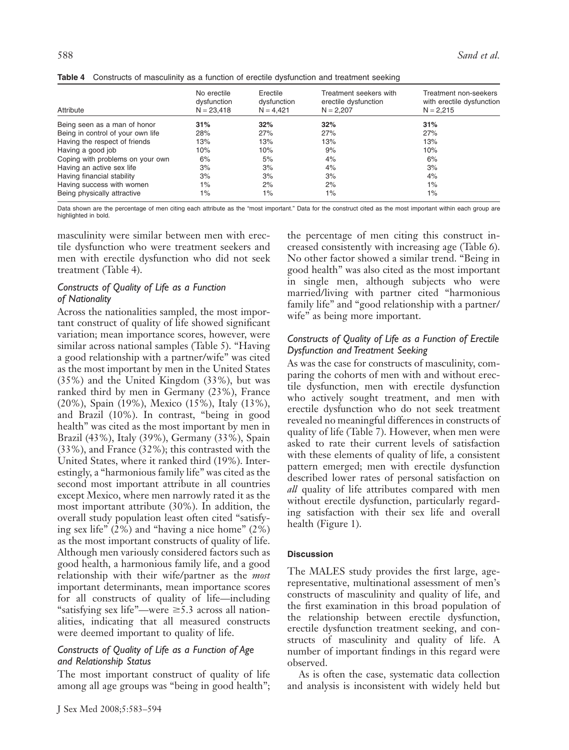**Table 4** Constructs of masculinity as a function of erectile dysfunction and treatment seeking

| Attribute | No erectile dysfunction N = 23,418 | Erectile dysfunction N = 4,421 | Treatment seekers with erectile dysfunction N = 2,207 | Treatment non-seekers with erectile dysfunction N = 2,215 |
|---|---|---|---|---|
| Being seen as a man of honor | **31%** | **32%** | **32%** | **31%** |
| Being in control of your own life | 28% | 27% | 27% | 27% |
| Having the respect of friends | 13% | 13% | 13% | 13% |
| Having a good job | 10% | 10% | 9% | 10% |
| Coping with problems on your own | 6% | 5% | 4% | 6% |
| Having an active sex life | 3% | 3% | 4% | 3% |
| Having financial stability | 3% | 3% | 3% | 4% |
| Having success with women | 1% | 2% | 2% | 1% |
| Being physically attractive | 1% | 1% | 1% | 1% |

Data shown are the percentage of men citing each attribute as the "most important." Data for the construct cited as the most important within each group are highlighted in bold.

masculinity were similar between men with erectile dysfunction who were treatment seekers and men with erectile dysfunction who did not seek treatment (Table 4).

### *Constructs of Quality of Life as a Function of Nationality*

Across the nationalities sampled, the most important construct of quality of life showed significant variation; mean importance scores, however, were similar across national samples (Table 5). "Having a good relationship with a partner/wife" was cited as the most important by men in the United States (35%) and the United Kingdom (33%), but was ranked third by men in Germany (23%), France (20%), Spain (19%), Mexico (15%), Italy (13%), and Brazil (10%). In contrast, "being in good health" was cited as the most important by men in Brazil (43%), Italy (39%), Germany (33%), Spain (33%), and France (32%); this contrasted with the United States, where it ranked third (19%). Interestingly, a "harmonious family life" was cited as the second most important attribute in all countries except Mexico, where men narrowly rated it as the most important attribute (30%). In addition, the overall study population least often cited "satisfying sex life" (2%) and "having a nice home" (2%) as the most important constructs of quality of life. Although men variously considered factors such as good health, a harmonious family life, and a good relationship with their wife/partner as the *most* important determinants, mean importance scores for all constructs of quality of life—including "satisfying sex life"—were ≥5.3 across all nationalities, indicating that all measured constructs were deemed important to quality of life.

### *Constructs of Quality of Life as a Function of Age and Relationship Status*

The most important construct of quality of life among all age groups was "being in good health"; the percentage of men citing this construct increased consistently with increasing age (Table 6). No other factor showed a similar trend. "Being in good health" was also cited as the most important in single men, although subjects who were married/living with partner cited "harmonious family life" and "good relationship with a partner/wife" as being more important.

### *Constructs of Quality of Life as a Function of Erectile Dysfunction and Treatment Seeking*

As was the case for constructs of masculinity, comparing the cohorts of men with and without erectile dysfunction, men with erectile dysfunction who actively sought treatment, and men with erectile dysfunction who do not seek treatment revealed no meaningful differences in constructs of quality of life (Table 7). However, when men were asked to rate their current levels of satisfaction with these elements of quality of life, a consistent pattern emerged; men with erectile dysfunction described lower rates of personal satisfaction on *all* quality of life attributes compared with men without erectile dysfunction, particularly regarding satisfaction with their sex life and overall health (Figure 1).

## Discussion

The MALES study provides the first large, age-representative, multinational assessment of men's constructs of masculinity and quality of life, and the first examination in this broad population of the relationship between erectile dysfunction, erectile dysfunction treatment seeking, and constructs of masculinity and quality of life. A number of important findings in this regard were observed.

As is often the case, systematic data collection and analysis is inconsistent with widely held but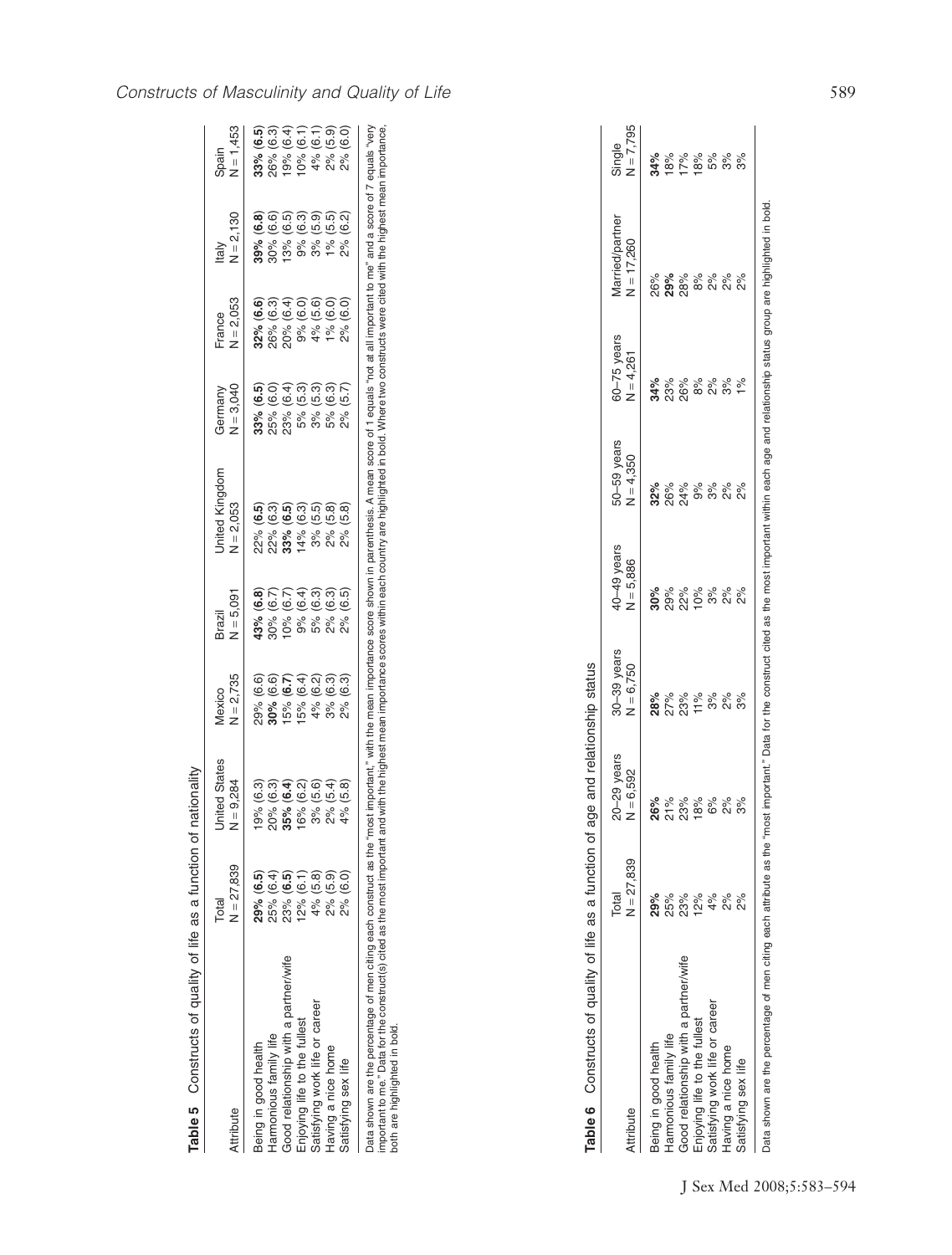**Table 5** Constructs of quality of life as a function of nationality

| Attribute | Total N = 27,839 | United States N = 9,284 | Mexico N = 2,735 | Brazil N = 5,091 | United Kingdom N = 2,053 | Germany N = 3,040 | France N = 2,053 | Italy N = 2,130 | Spain N = 1,453 |
|---|---|---|---|---|---|---|---|---|---|
| Being in good health | **29% (6.5)** | 19% (6.3) | 29% (6.6) | **43% (6.8)** | 22% **(6.5)** | **33% (6.5)** | **32% (6.6)** | **39% (6.8)** | **33% (6.5)** |
| Harmonious family life | 25% (6.4) | 20% (6.3) | **30%** (6.6) | 30% (6.7) | 22% (6.3) | 25% (6.0) | 26% (6.3) | 30% (6.6) | 26% (6.3) |
| Good relationship with a partner/wife | 23% **(6.5)** | **35% (6.4)** | 15% **(6.7)** | 10% (6.7) | **33% (6.5)** | 23% (6.4) | 20% (6.4) | 13% (6.5) | 19% (6.4) |
| Enjoying life to the fullest | 12% (6.1) | 16% (6.2) | 15% (6.4) | 9% (6.4) | 14% (6.3) | 5% (5.3) | 9% (6.0) | 9% (6.3) | 10% (6.1) |
| Satisfying work life or career | 4% (5.8) | 3% (5.6) | 4% (6.2) | 5% (6.3) | 3% (5.5) | 3% (5.3) | 4% (5.6) | 3% (5.9) | 4% (6.1) |
| Having a nice home | 2% (5.9) | 2% (5.4) | 3% (6.3) | 2% (6.3) | 2% (5.8) | 5% (6.3) | 1% (6.0) | 1% (5.5) | 2% (5.9) |
| Satisfying sex life | 2% (6.0) | 4% (5.8) | 2% (6.3) | 2% (6.5) | 2% (5.8) | 2% (5.7) | 2% (6.0) | 2% (6.2) | 2% (6.0) |

Data shown are the percentage of men citing each construct as the "most important," with the mean importance score shown in parenthesis. A mean score of 1 equals "not at all important to me" and a score of 7 equals "very important to me." Data for the construct(s) cited as the most important and with the highest mean importance scores within each country are highlighted in bold. Where two constructs were cited with the highest mean importance, both are highlighted in bold.

**Table 6** Constructs of quality of life as a function of age and relationship status

| Attribute | Total N = 27,839 | 20–29 years N = 6,592 | 30–39 years N = 6,750 | 40–49 years N = 5,886 | 50–59 years N = 4,350 | 60–75 years N = 4,261 | Married/partner N = 17,260 | Single N = 7,795 |
|---|---|---|---|---|---|---|---|---|
| Being in good health | **29%** | **26%** | **28%** | **30%** | **32%** | **34%** | 26% | **34%** |
| Harmonious family life | 25% | 21% | 27% | 29% | 26% | 23% | **29%** | 18% |
| Good relationship with a partner/wife | 23% | 23% | 23% | 22% | 24% | 26% | 28% | 17% |
| Enjoying life to the fullest | 12% | 18% | 11% | 10% | 9% | 8% | 8% | 18% |
| Satisfying work life or career | 4% | 6% | 3% | 3% | 3% | 2% | 2% | 5% |
| Having a nice home | 2% | 2% | 2% | 2% | 2% | 3% | 2% | 3% |
| Satisfying sex life | 2% | 3% | 3% | 2% | 2% | 1% | 2% | 3% |

Data shown are the percentage of men citing each attribute as the "most important." Data for the construct cited as the most important within each age and relationship status group are highlighted in bold.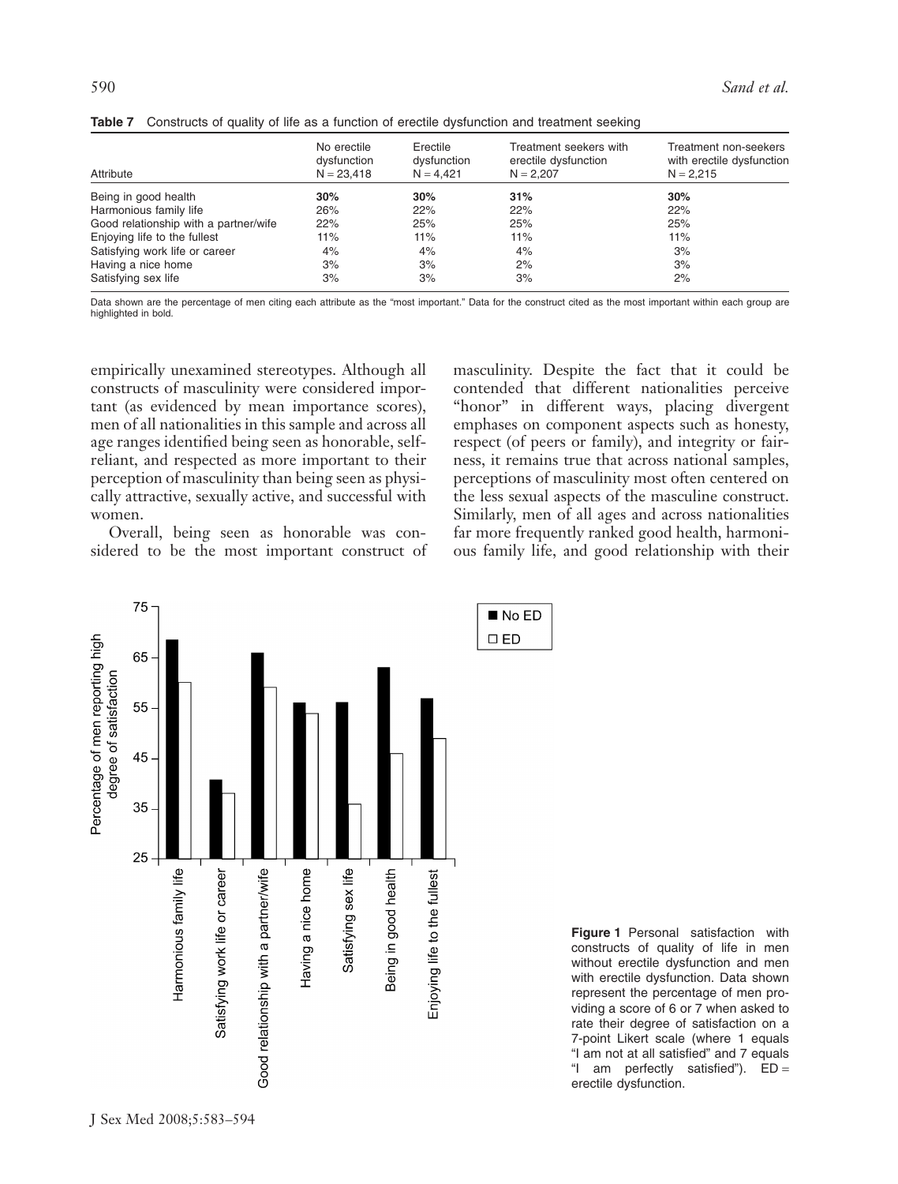**Table 7** Constructs of quality of life as a function of erectile dysfunction and treatment seeking

| Attribute | No erectile dysfunction N = 23,418 | Erectile dysfunction N = 4,421 | Treatment seekers with erectile dysfunction N = 2,207 | Treatment non-seekers with erectile dysfunction N = 2,215 |
|---|---|---|---|---|
| Being in good health | **30%** | **30%** | **31%** | **30%** |
| Harmonious family life | 26% | 22% | 22% | 22% |
| Good relationship with a partner/wife | 22% | 25% | 25% | 25% |
| Enjoying life to the fullest | 11% | 11% | 11% | 11% |
| Satisfying work life or career | 4% | 4% | 4% | 3% |
| Having a nice home | 3% | 3% | 2% | 3% |
| Satisfying sex life | 3% | 3% | 3% | 2% |

Data shown are the percentage of men citing each attribute as the "most important." Data for the construct cited as the most important within each group are highlighted in bold.

empirically unexamined stereotypes. Although all constructs of masculinity were considered important (as evidenced by mean importance scores), men of all nationalities in this sample and across all age ranges identified being seen as honorable, self-reliant, and respected as more important to their perception of masculinity than being seen as physically attractive, sexually active, and successful with women.

Overall, being seen as honorable was considered to be the most important construct of masculinity. Despite the fact that it could be contended that different nationalities perceive "honor" in different ways, placing divergent emphases on component aspects such as honesty, respect (of peers or family), and integrity or fairness, it remains true that across national samples, perceptions of masculinity most often centered on the less sexual aspects of the masculine construct. Similarly, men of all ages and across nationalities far more frequently ranked good health, harmonious family life, and good relationship with their

Percentage of men reporting high degree of satisfaction

75
65
55
45
35
25

No ED
ED

Harmonious family life
Satisfying work life or career
Good relationship with a partner/wife
Having a nice home
Satisfying sex life
Being in good health
Enjoying life to the fullest

**Figure 1** Personal satisfaction with constructs of quality of life in men without erectile dysfunction and men with erectile dysfunction. Data shown represent the percentage of men providing a score of 6 or 7 when asked to rate their degree of satisfaction on a 7-point Likert scale (where 1 equals "I am not at all satisfied" and 7 equals "I am perfectly satisfied"). ED = erectile dysfunction.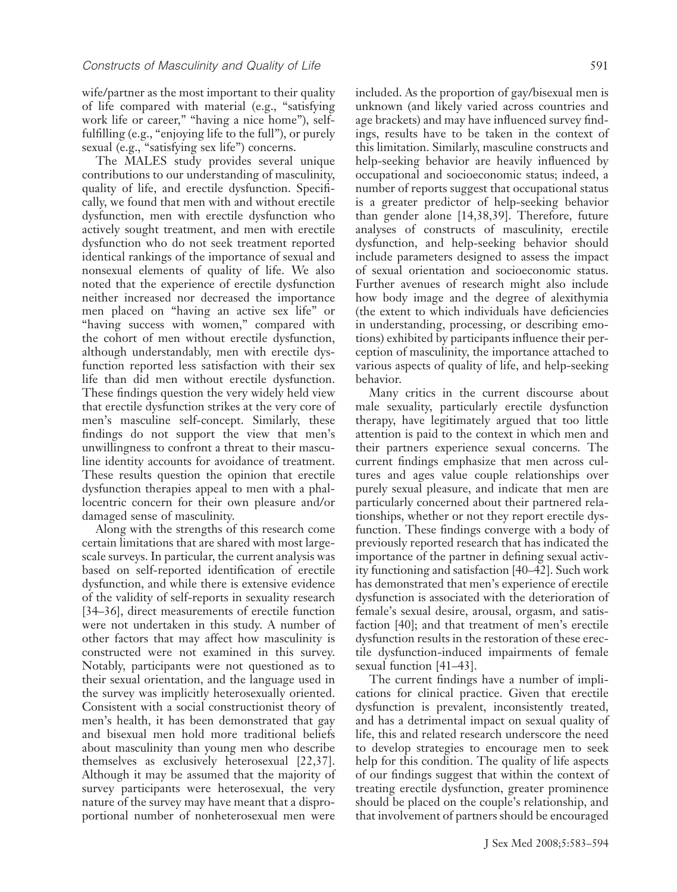wife/partner as the most important to their quality of life compared with material (e.g., "satisfying work life or career," "having a nice home"), self-fulfilling (e.g., "enjoying life to the full"), or purely sexual (e.g., "satisfying sex life") concerns.

The MALES study provides several unique contributions to our understanding of masculinity, quality of life, and erectile dysfunction. Specifically, we found that men with and without erectile dysfunction, men with erectile dysfunction who actively sought treatment, and men with erectile dysfunction who do not seek treatment reported identical rankings of the importance of sexual and nonsexual elements of quality of life. We also noted that the experience of erectile dysfunction neither increased nor decreased the importance men placed on "having an active sex life" or "having success with women," compared with the cohort of men without erectile dysfunction, although understandably, men with erectile dysfunction reported less satisfaction with their sex life than did men without erectile dysfunction. These findings question the very widely held view that erectile dysfunction strikes at the very core of men's masculine self-concept. Similarly, these findings do not support the view that men's unwillingness to confront a threat to their masculine identity accounts for avoidance of treatment. These results question the opinion that erectile dysfunction therapies appeal to men with a phallocentric concern for their own pleasure and/or damaged sense of masculinity.

Along with the strengths of this research come certain limitations that are shared with most large-scale surveys. In particular, the current analysis was based on self-reported identification of erectile dysfunction, and while there is extensive evidence of the validity of self-reports in sexuality research [34–36], direct measurements of erectile function were not undertaken in this study. A number of other factors that may affect how masculinity is constructed were not examined in this survey. Notably, participants were not questioned as to their sexual orientation, and the language used in the survey was implicitly heterosexually oriented. Consistent with a social constructionist theory of men's health, it has been demonstrated that gay and bisexual men hold more traditional beliefs about masculinity than young men who describe themselves as exclusively heterosexual [22,37]. Although it may be assumed that the majority of survey participants were heterosexual, the very nature of the survey may have meant that a disproportional number of nonheterosexual men were included. As the proportion of gay/bisexual men is unknown (and likely varied across countries and age brackets) and may have influenced survey findings, results have to be taken in the context of this limitation. Similarly, masculine constructs and help-seeking behavior are heavily influenced by occupational and socioeconomic status; indeed, a number of reports suggest that occupational status is a greater predictor of help-seeking behavior than gender alone [14,38,39]. Therefore, future analyses of constructs of masculinity, erectile dysfunction, and help-seeking behavior should include parameters designed to assess the impact of sexual orientation and socioeconomic status. Further avenues of research might also include how body image and the degree of alexithymia (the extent to which individuals have deficiencies in understanding, processing, or describing emotions) exhibited by participants influence their perception of masculinity, the importance attached to various aspects of quality of life, and help-seeking behavior.

Many critics in the current discourse about male sexuality, particularly erectile dysfunction therapy, have legitimately argued that too little attention is paid to the context in which men and their partners experience sexual concerns. The current findings emphasize that men across cultures and ages value couple relationships over purely sexual pleasure, and indicate that men are particularly concerned about their partnered relationships, whether or not they report erectile dysfunction. These findings converge with a body of previously reported research that has indicated the importance of the partner in defining sexual activity functioning and satisfaction [40–42]. Such work has demonstrated that men's experience of erectile dysfunction is associated with the deterioration of female's sexual desire, arousal, orgasm, and satisfaction [40]; and that treatment of men's erectile dysfunction results in the restoration of these erectile dysfunction-induced impairments of female sexual function [41–43].

The current findings have a number of implications for clinical practice. Given that erectile dysfunction is prevalent, inconsistently treated, and has a detrimental impact on sexual quality of life, this and related research underscore the need to develop strategies to encourage men to seek help for this condition. The quality of life aspects of our findings suggest that within the context of treating erectile dysfunction, greater prominence should be placed on the couple's relationship, and that involvement of partners should be encouraged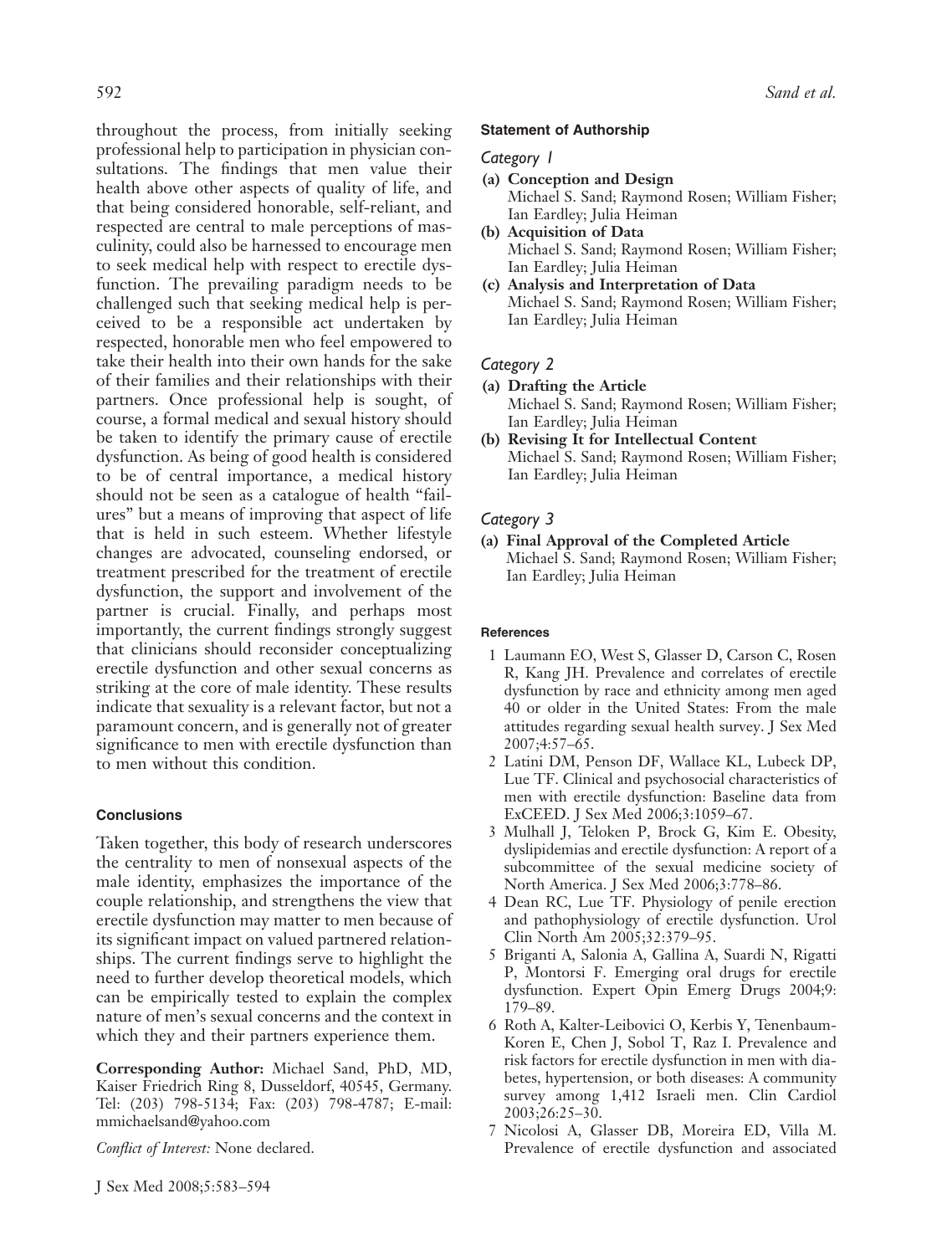throughout the process, from initially seeking professional help to participation in physician consultations. The findings that men value their health above other aspects of quality of life, and that being considered honorable, self-reliant, and respected are central to male perceptions of masculinity, could also be harnessed to encourage men to seek medical help with respect to erectile dysfunction. The prevailing paradigm needs to be challenged such that seeking medical help is perceived to be a responsible act undertaken by respected, honorable men who feel empowered to take their health into their own hands for the sake of their families and their relationships with their partners. Once professional help is sought, of course, a formal medical and sexual history should be taken to identify the primary cause of erectile dysfunction. As being of good health is considered to be of central importance, a medical history should not be seen as a catalogue of health "failures" but a means of improving that aspect of life that is held in such esteem. Whether lifestyle changes are advocated, counseling endorsed, or treatment prescribed for the treatment of erectile dysfunction, the support and involvement of the partner is crucial. Finally, and perhaps most importantly, the current findings strongly suggest that clinicians should reconsider conceptualizing erectile dysfunction and other sexual concerns as striking at the core of male identity. These results indicate that sexuality is a relevant factor, but not a paramount concern, and is generally not of greater significance to men with erectile dysfunction than to men without this condition.

## Conclusions

Taken together, this body of research underscores the centrality to men of nonsexual aspects of the male identity, emphasizes the importance of the couple relationship, and strengthens the view that erectile dysfunction may matter to men because of its significant impact on valued partnered relationships. The current findings serve to highlight the need to further develop theoretical models, which can be empirically tested to explain the complex nature of men's sexual concerns and the context in which they and their partners experience them.

**Corresponding Author:** Michael Sand, PhD, MD, Kaiser Friedrich Ring 8, Dusseldorf, 40545, Germany. Tel: (203) 798-5134; Fax: (203) 798-4787; E-mail: mmichaelsand@yahoo.com

*Conflict of Interest:* None declared.

## Statement of Authorship

*Category 1*

**(a) Conception and Design**
Michael S. Sand; Raymond Rosen; William Fisher; Ian Eardley; Julia Heiman

**(b) Acquisition of Data**
Michael S. Sand; Raymond Rosen; William Fisher; Ian Eardley; Julia Heiman

**(c) Analysis and Interpretation of Data**
Michael S. Sand; Raymond Rosen; William Fisher; Ian Eardley; Julia Heiman

*Category 2*

**(a) Drafting the Article**
Michael S. Sand; Raymond Rosen; William Fisher; Ian Eardley; Julia Heiman

**(b) Revising It for Intellectual Content**
Michael S. Sand; Raymond Rosen; William Fisher; Ian Eardley; Julia Heiman

*Category 3*

**(a) Final Approval of the Completed Article**
Michael S. Sand; Raymond Rosen; William Fisher; Ian Eardley; Julia Heiman

## References

1 Laumann EO, West S, Glasser D, Carson C, Rosen R, Kang JH. Prevalence and correlates of erectile dysfunction by race and ethnicity among men aged 40 or older in the United States: From the male attitudes regarding sexual health survey. J Sex Med 2007;4:57–65.

2 Latini DM, Penson DF, Wallace KL, Lubeck DP, Lue TF. Clinical and psychosocial characteristics of men with erectile dysfunction: Baseline data from ExCEED. J Sex Med 2006;3:1059–67.

3 Mulhall J, Teloken P, Brock G, Kim E. Obesity, dyslipidemias and erectile dysfunction: A report of a subcommittee of the sexual medicine society of North America. J Sex Med 2006;3:778–86.

4 Dean RC, Lue TF. Physiology of penile erection and pathophysiology of erectile dysfunction. Urol Clin North Am 2005;32:379–95.

5 Briganti A, Salonia A, Gallina A, Suardi N, Rigatti P, Montorsi F. Emerging oral drugs for erectile dysfunction. Expert Opin Emerg Drugs 2004;9: 179–89.

6 Roth A, Kalter-Leibovici O, Kerbis Y, Tenenbaum-Koren E, Chen J, Sobol T, Raz I. Prevalence and risk factors for erectile dysfunction in men with diabetes, hypertension, or both diseases: A community survey among 1,412 Israeli men. Clin Cardiol 2003;26:25–30.

7 Nicolosi A, Glasser DB, Moreira ED, Villa M. Prevalence of erectile dysfunction and associated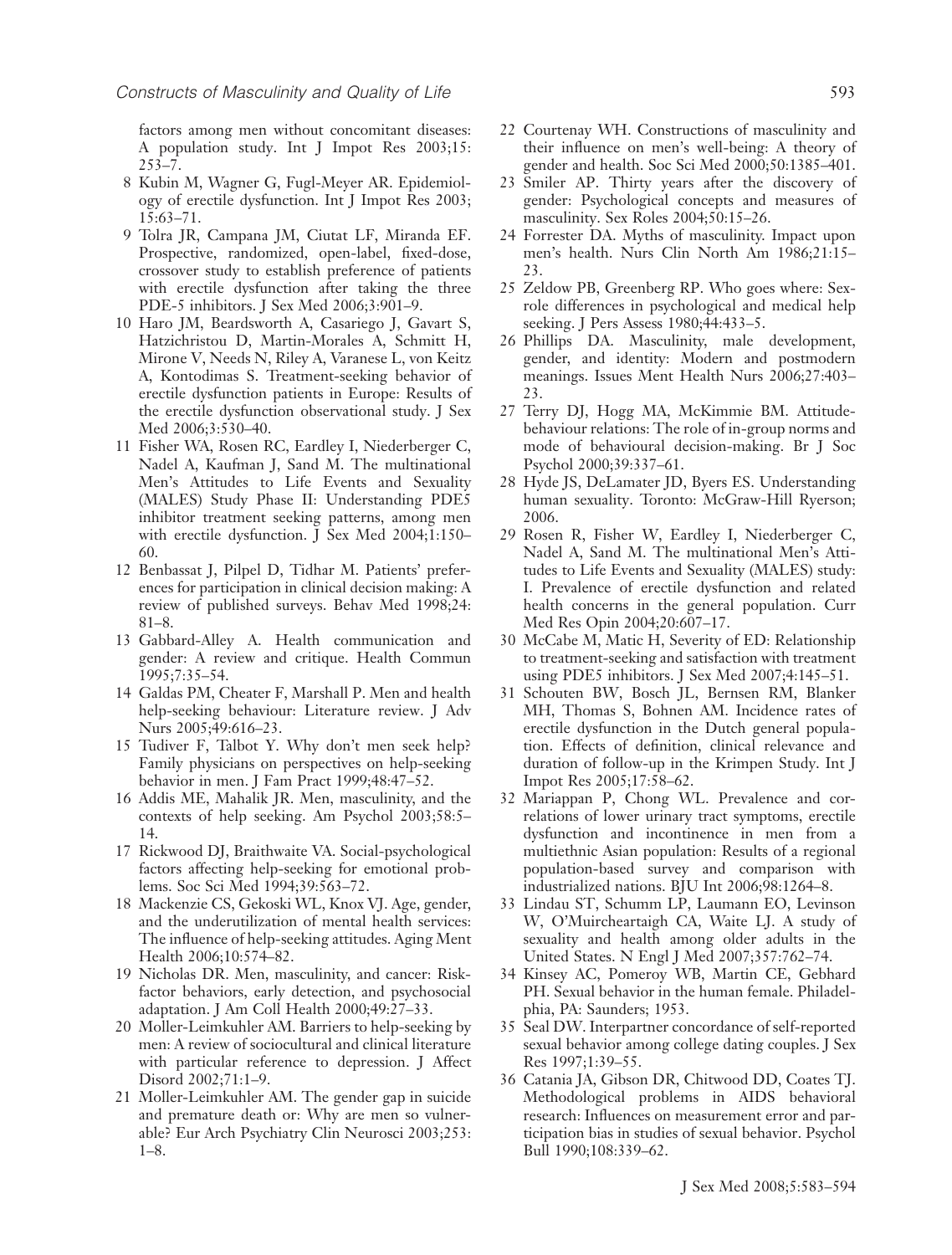factors among men without concomitant diseases: A population study. Int J Impot Res 2003;15: 253–7.

8 Kubin M, Wagner G, Fugl-Meyer AR. Epidemiology of erectile dysfunction. Int J Impot Res 2003; 15:63–71.

9 Tolra JR, Campana JM, Ciutat LF, Miranda EF. Prospective, randomized, open-label, fixed-dose, crossover study to establish preference of patients with erectile dysfunction after taking the three PDE-5 inhibitors. J Sex Med 2006;3:901–9.

10 Haro JM, Beardsworth A, Casariego J, Gavart S, Hatzichristou D, Martin-Morales A, Schmitt H, Mirone V, Needs N, Riley A, Varanese L, von Keitz A, Kontodimas S. Treatment-seeking behavior of erectile dysfunction patients in Europe: Results of the erectile dysfunction observational study. J Sex Med 2006;3:530–40.

11 Fisher WA, Rosen RC, Eardley I, Niederberger C, Nadel A, Kaufman J, Sand M. The multinational Men's Attitudes to Life Events and Sexuality (MALES) Study Phase II: Understanding PDE5 inhibitor treatment seeking patterns, among men with erectile dysfunction. J Sex Med 2004;1:150–60.

12 Benbassat J, Pilpel D, Tidhar M. Patients' preferences for participation in clinical decision making: A review of published surveys. Behav Med 1998;24: 81–8.

13 Gabbard-Alley A. Health communication and gender: A review and critique. Health Commun 1995;7:35–54.

14 Galdas PM, Cheater F, Marshall P. Men and health help-seeking behaviour: Literature review. J Adv Nurs 2005;49:616–23.

15 Tudiver F, Talbot Y. Why don't men seek help? Family physicians on perspectives on help-seeking behavior in men. J Fam Pract 1999;48:47–52.

16 Addis ME, Mahalik JR. Men, masculinity, and the contexts of help seeking. Am Psychol 2003;58:5–14.

17 Rickwood DJ, Braithwaite VA. Social-psychological factors affecting help-seeking for emotional problems. Soc Sci Med 1994;39:563–72.

18 Mackenzie CS, Gekoski WL, Knox VJ. Age, gender, and the underutilization of mental health services: The influence of help-seeking attitudes. Aging Ment Health 2006;10:574–82.

19 Nicholas DR. Men, masculinity, and cancer: Risk-factor behaviors, early detection, and psychosocial adaptation. J Am Coll Health 2000;49:27–33.

20 Moller-Leimkuhler AM. Barriers to help-seeking by men: A review of sociocultural and clinical literature with particular reference to depression. J Affect Disord 2002;71:1–9.

21 Moller-Leimkuhler AM. The gender gap in suicide and premature death or: Why are men so vulnerable? Eur Arch Psychiatry Clin Neurosci 2003;253: 1–8.

22 Courtenay WH. Constructions of masculinity and their influence on men's well-being: A theory of gender and health. Soc Sci Med 2000;50:1385–401.

23 Smiler AP. Thirty years after the discovery of gender: Psychological concepts and measures of masculinity. Sex Roles 2004;50:15–26.

24 Forrester DA. Myths of masculinity. Impact upon men's health. Nurs Clin North Am 1986;21:15–23.

25 Zeldow PB, Greenberg RP. Who goes where: Sex-role differences in psychological and medical help seeking. J Pers Assess 1980;44:433–5.

26 Phillips DA. Masculinity, male development, gender, and identity: Modern and postmodern meanings. Issues Ment Health Nurs 2006;27:403–23.

27 Terry DJ, Hogg MA, McKimmie BM. Attitude-behaviour relations: The role of in-group norms and mode of behavioural decision-making. Br J Soc Psychol 2000;39:337–61.

28 Hyde JS, DeLamater JD, Byers ES. Understanding human sexuality. Toronto: McGraw-Hill Ryerson; 2006.

29 Rosen R, Fisher W, Eardley I, Niederberger C, Nadel A, Sand M. The multinational Men's Attitudes to Life Events and Sexuality (MALES) study: I. Prevalence of erectile dysfunction and related health concerns in the general population. Curr Med Res Opin 2004;20:607–17.

30 McCabe M, Matic H, Severity of ED: Relationship to treatment-seeking and satisfaction with treatment using PDE5 inhibitors. J Sex Med 2007;4:145–51.

31 Schouten BW, Bosch JL, Bernsen RM, Blanker MH, Thomas S, Bohnen AM. Incidence rates of erectile dysfunction in the Dutch general population. Effects of definition, clinical relevance and duration of follow-up in the Krimpen Study. Int J Impot Res 2005;17:58–62.

32 Mariappan P, Chong WL. Prevalence and correlations of lower urinary tract symptoms, erectile dysfunction and incontinence in men from a multiethnic Asian population: Results of a regional population-based survey and comparison with industrialized nations. BJU Int 2006;98:1264–8.

33 Lindau ST, Schumm LP, Laumann EO, Levinson W, O'Muircheartaigh CA, Waite LJ. A study of sexuality and health among older adults in the United States. N Engl J Med 2007;357:762–74.

34 Kinsey AC, Pomeroy WB, Martin CE, Gebhard PH. Sexual behavior in the human female. Philadelphia, PA: Saunders; 1953.

35 Seal DW. Interpartner concordance of self-reported sexual behavior among college dating couples. J Sex Res 1997;1:39–55.

36 Catania JA, Gibson DR, Chitwood DD, Coates TJ. Methodological problems in AIDS behavioral research: Influences on measurement error and participation bias in studies of sexual behavior. Psychol Bull 1990;108:339–62.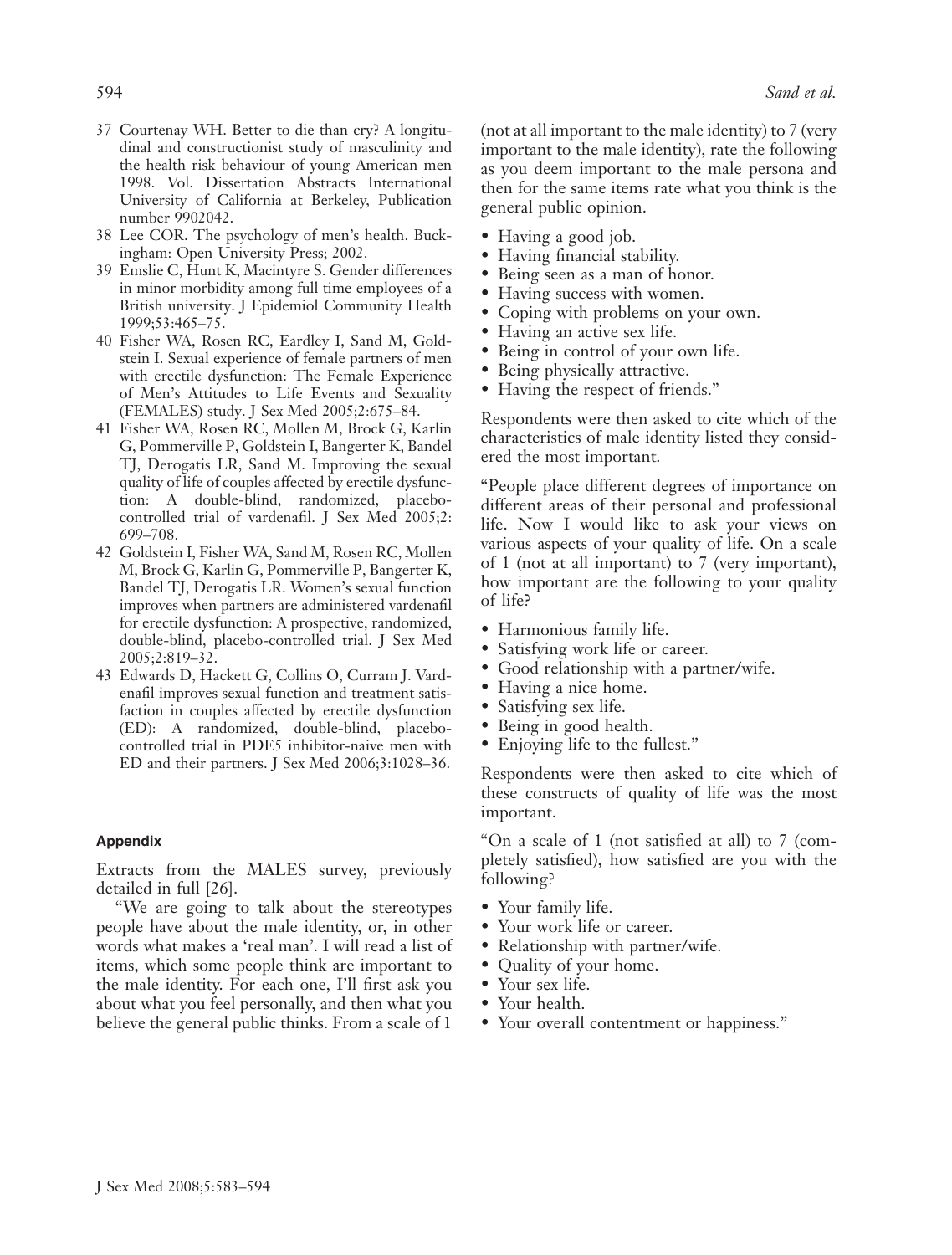37 Courtenay WH. Better to die than cry? A longitudinal and constructionist study of masculinity and the health risk behaviour of young American men 1998. Vol. Dissertation Abstracts International University of California at Berkeley, Publication number 9902042.

38 Lee COR. The psychology of men's health. Buckingham: Open University Press; 2002.

39 Emslie C, Hunt K, Macintyre S. Gender differences in minor morbidity among full time employees of a British university. J Epidemiol Community Health 1999;53:465–75.

40 Fisher WA, Rosen RC, Eardley I, Sand M, Goldstein I. Sexual experience of female partners of men with erectile dysfunction: The Female Experience of Men's Attitudes to Life Events and Sexuality (FEMALES) study. J Sex Med 2005;2:675–84.

41 Fisher WA, Rosen RC, Mollen M, Brock G, Karlin G, Pommerville P, Goldstein I, Bangerter K, Bandel TJ, Derogatis LR, Sand M. Improving the sexual quality of life of couples affected by erectile dysfunction: A double-blind, randomized, placebo-controlled trial of vardenafil. J Sex Med 2005;2:699–708.

42 Goldstein I, Fisher WA, Sand M, Rosen RC, Mollen M, Brock G, Karlin G, Pommerville P, Bangerter K, Bandel TJ, Derogatis LR. Women's sexual function improves when partners are administered vardenafil for erectile dysfunction: A prospective, randomized, double-blind, placebo-controlled trial. J Sex Med 2005;2:819–32.

43 Edwards D, Hackett G, Collins O, Curram J. Vardenafil improves sexual function and treatment satisfaction in couples affected by erectile dysfunction (ED): A randomized, double-blind, placebo-controlled trial in PDE5 inhibitor-naive men with ED and their partners. J Sex Med 2006;3:1028–36.

## Appendix

Extracts from the MALES survey, previously detailed in full [26].

"We are going to talk about the stereotypes people have about the male identity, or, in other words what makes a 'real man'. I will read a list of items, which some people think are important to the male identity. For each one, I'll first ask you about what you feel personally, and then what you believe the general public thinks. From a scale of 1 (not at all important to the male identity) to 7 (very important to the male identity), rate the following as you deem important to the male persona and then for the same items rate what you think is the general public opinion.

- Having a good job.
- Having financial stability.
- Being seen as a man of honor.
- Having success with women.
- Coping with problems on your own.
- Having an active sex life.
- Being in control of your own life.
- Being physically attractive.
- Having the respect of friends."

Respondents were then asked to cite which of the characteristics of male identity listed they considered the most important.

"People place different degrees of importance on different areas of their personal and professional life. Now I would like to ask your views on various aspects of your quality of life. On a scale of 1 (not at all important) to 7 (very important), how important are the following to your quality of life?

- Harmonious family life.
- Satisfying work life or career.
- Good relationship with a partner/wife.
- Having a nice home.
- Satisfying sex life.
- Being in good health.
- Enjoying life to the fullest."

Respondents were then asked to cite which of these constructs of quality of life was the most important.

"On a scale of 1 (not satisfied at all) to 7 (completely satisfied), how satisfied are you with the following?

- Your family life.
- Your work life or career.
- Relationship with partner/wife.
- Quality of your home.
- Your sex life.
- Your health.
- Your overall contentment or happiness."